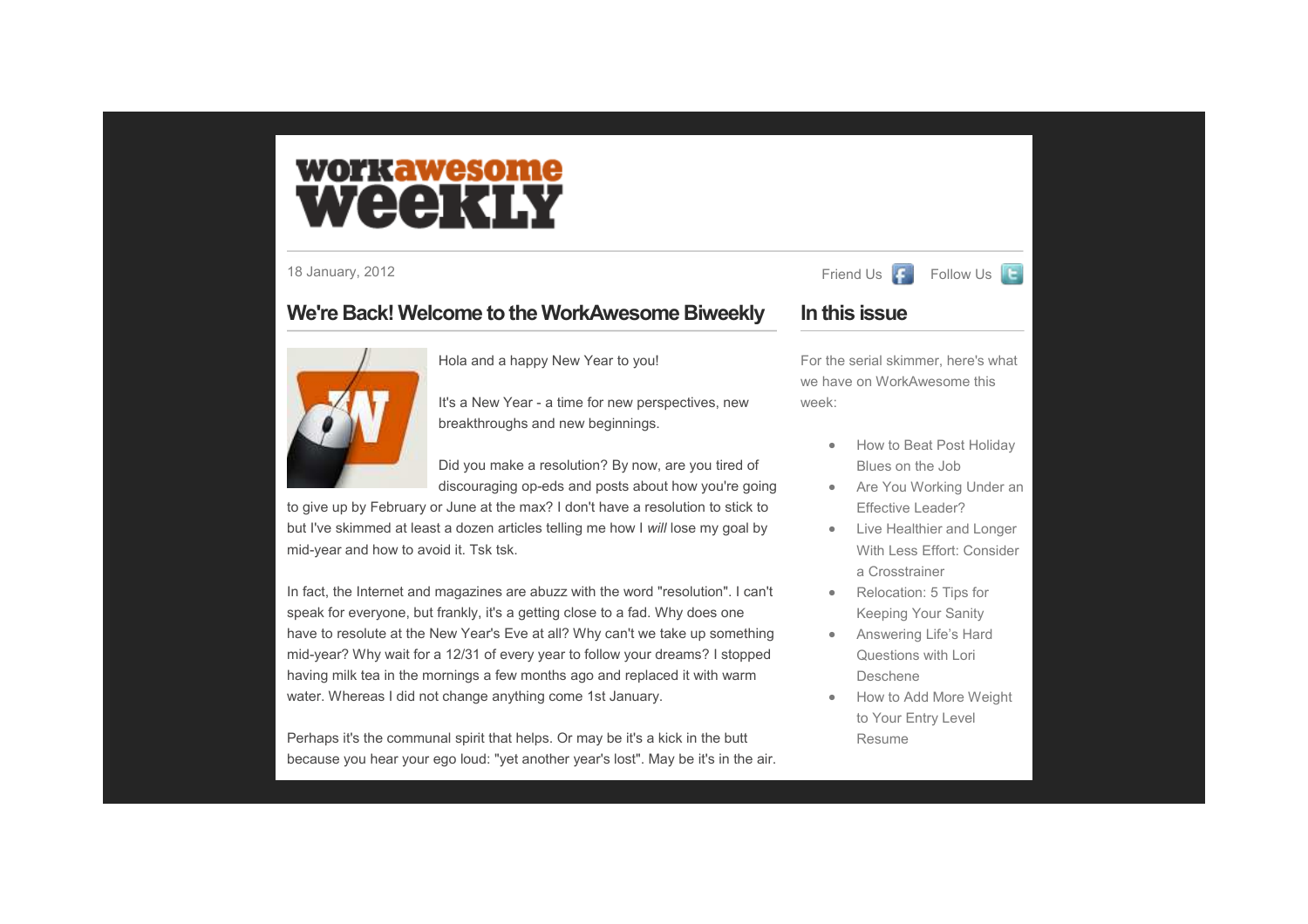# workawesome weekly

18 January, 2012

Friend Us Follow Us

## We're Back! Welcome to the WorkAwesome Biweekly

Hola and a happy New Year to you!

It's a New Year - a time for new perspectives, new breakthroughs and new beginnings.

Did you make a resolution? By now, are you tired of discouraging op-eds and posts about how you're going to give up by February or June at the max? I don't have a resolution to stick to but I've skimmed at least a dozen articles telling me how I *will* lose my goal by mid-year and how to avoid it. Tsk tsk.

In fact, the Internet and magazines are abuzz with the word "resolution". I can't speak for everyone, but frankly, it's a getting close to a fad. Why does one have to resolute at the New Year's Eve at all? Why can't we take up something mid-year? Why wait for a 12/31 of every year to follow your dreams? I stopped having milk tea in the mornings a few months ago and replaced it with warm water. Whereas I did not change anything come 1st January.

Perhaps it's the communal spirit that helps. Or may be it's a kick in the butt because you hear your ego loud: "yet another year's lost". May be it's in the air.

## In this issue

For the serial skimmer, here's what we have on WorkAwesome this week:

- How to Beat Post Holiday Blues on the Job
- Are You Working Under an Effective Leader?
- Live Healthier and Longer With Less Effort: Consider a Crosstrainer
- Relocation: 5 Tips for Keeping Your Sanity
- Answering Life's Hard Questions with Lori Deschene
- How to Add More Weight to Your Entry Level Resume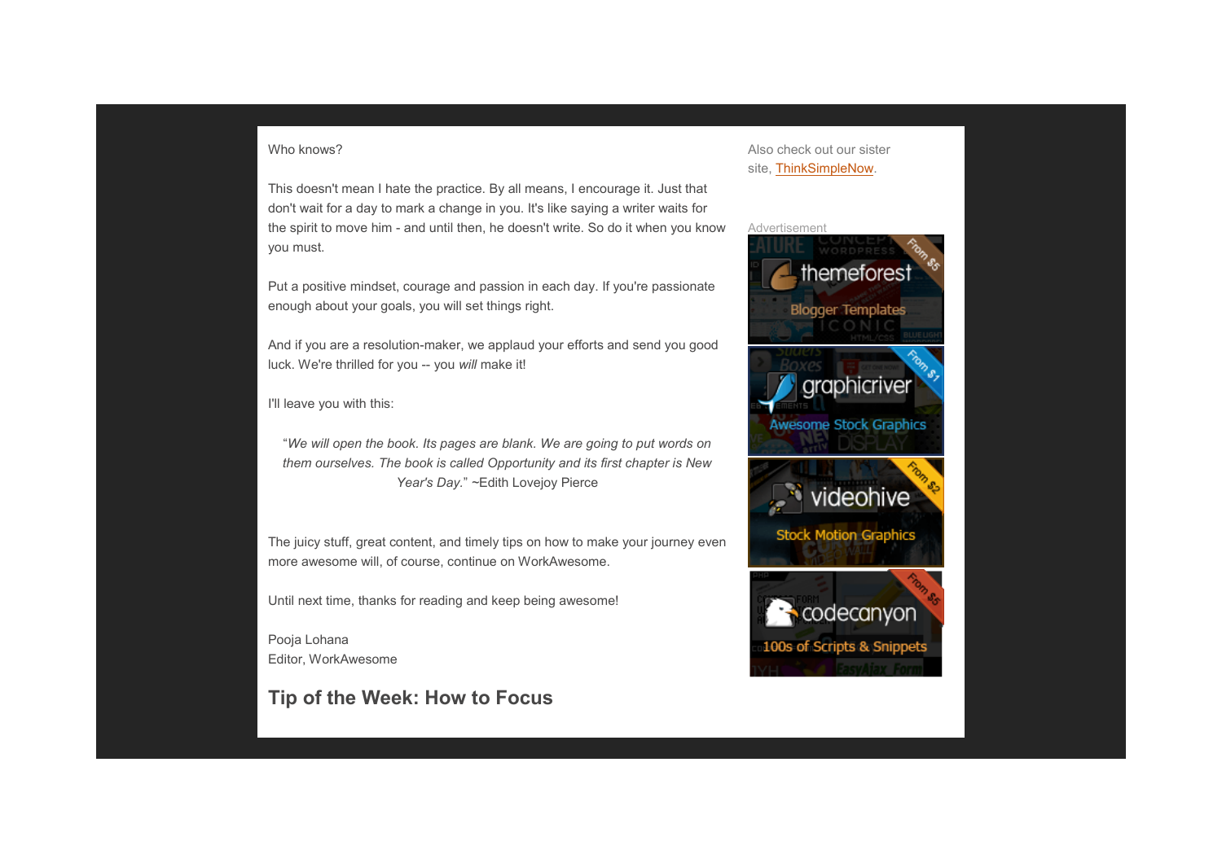Who knows?

This doesn't mean I hate the practice. By all means, I encourage it. Just that don't wait for a day to mark a change in you. It's like saying a writer waits for the spirit to move him - and until then, he doesn't write. So do it when you know you must.

Put a positive mindset, courage and passion in each day. If you're passionate enough about your goals, you will set things right.

And if you are a resolution-maker, we applaud your efforts and send you good luck. We're thrilled for you -- you *will* make it!

I'll leave you with this:

> "*We will open the book. Its pages are blank. We are going to put words on them ourselves. The book is called Opportunity and its first chapter is New Year's Day.*" ~Edith Lovejoy Pierce

The juicy stuff, great content, and timely tips on how to make your journey even more awesome will, of course, continue on WorkAwesome.

Until next time, thanks for reading and keep being awesome!

Pooja Lohana
Editor, WorkAwesome

## Tip of the Week: How to Focus

Also check out our sister site, ThinkSimpleNow.

Advertisement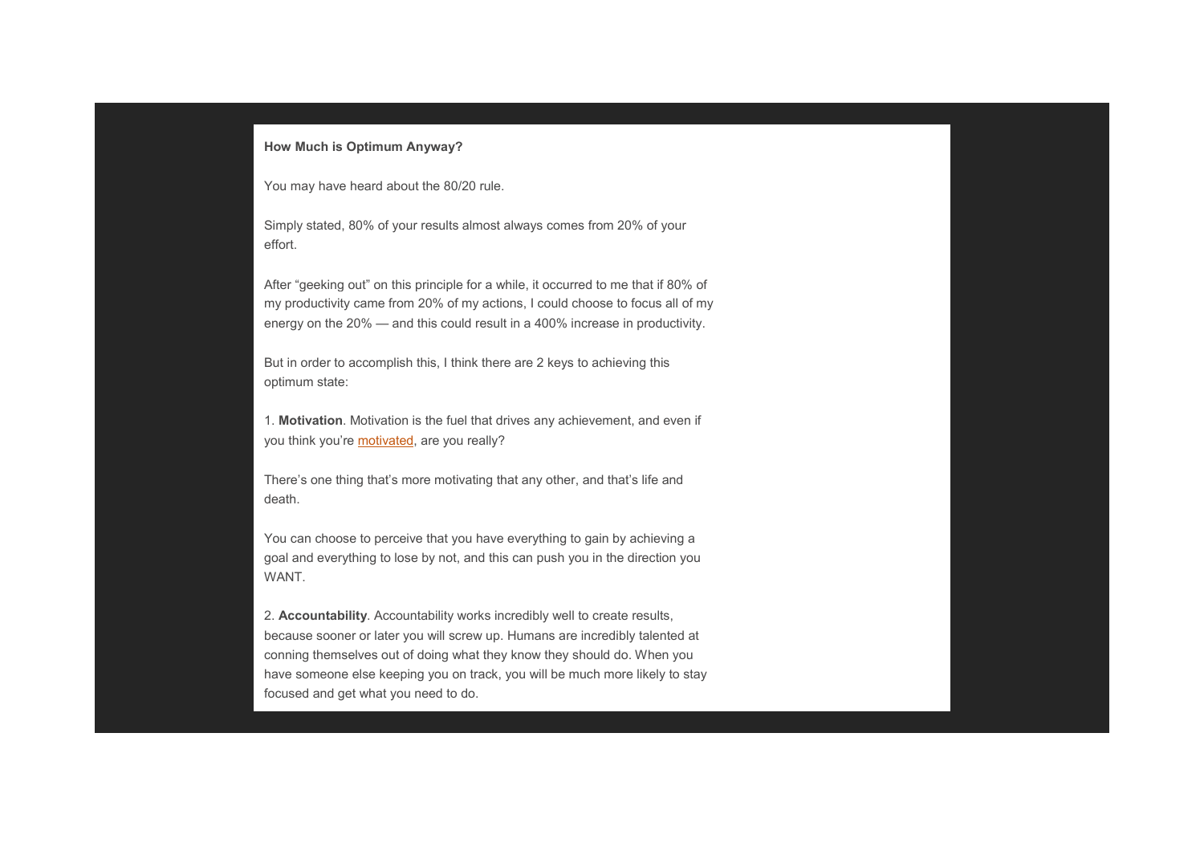**How Much is Optimum Anyway?**

You may have heard about the 80/20 rule.

Simply stated, 80% of your results almost always comes from 20% of your effort.

After "geeking out" on this principle for a while, it occurred to me that if 80% of my productivity came from 20% of my actions, I could choose to focus all of my energy on the 20% — and this could result in a 400% increase in productivity.

But in order to accomplish this, I think there are 2 keys to achieving this optimum state:

1. **Motivation**. Motivation is the fuel that drives any achievement, and even if you think you're motivated, are you really?

There's one thing that's more motivating that any other, and that's life and death.

You can choose to perceive that you have everything to gain by achieving a goal and everything to lose by not, and this can push you in the direction you WANT.

2. **Accountability**. Accountability works incredibly well to create results, because sooner or later you will screw up. Humans are incredibly talented at conning themselves out of doing what they know they should do. When you have someone else keeping you on track, you will be much more likely to stay focused and get what you need to do.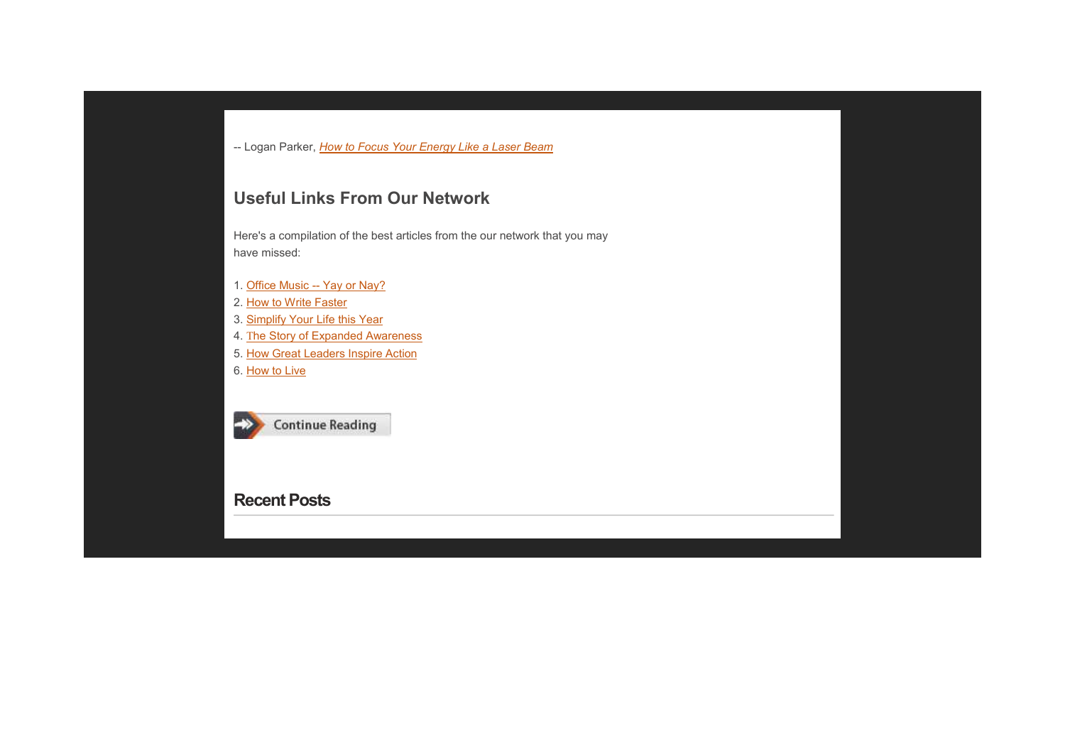-- Logan Parker, *How to Focus Your Energy Like a Laser Beam*

## Useful Links From Our Network

Here's a compilation of the best articles from the our network that you may have missed:

1. Office Music -- Yay or Nay?
2. How to Write Faster
3. Simplify Your Life this Year
4. The Story of Expanded Awareness
5. How Great Leaders Inspire Action
6. How to Live

Continue Reading

## Recent Posts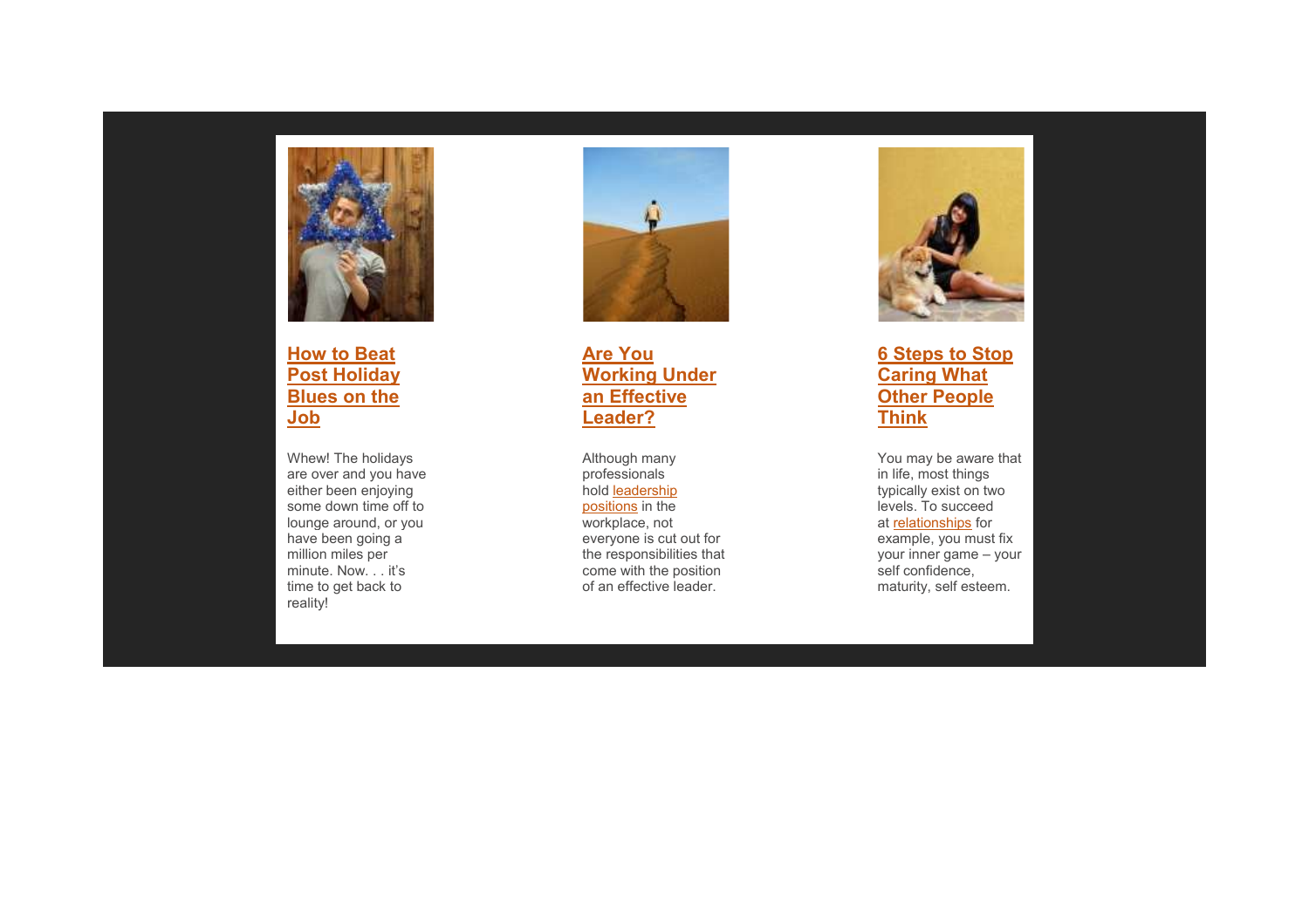## How to Beat Post Holiday Blues on the Job

Whew! The holidays are over and you have either been enjoying some down time off to lounge around, or you have been going a million miles per minute. Now. . . it's time to get back to reality!

## Are You Working Under an Effective Leader?

Although many professionals hold leadership positions in the workplace, not everyone is cut out for the responsibilities that come with the position of an effective leader.

## 6 Steps to Stop Caring What Other People Think

You may be aware that in life, most things typically exist on two levels. To succeed at relationships for example, you must fix your inner game – your self confidence, maturity, self esteem.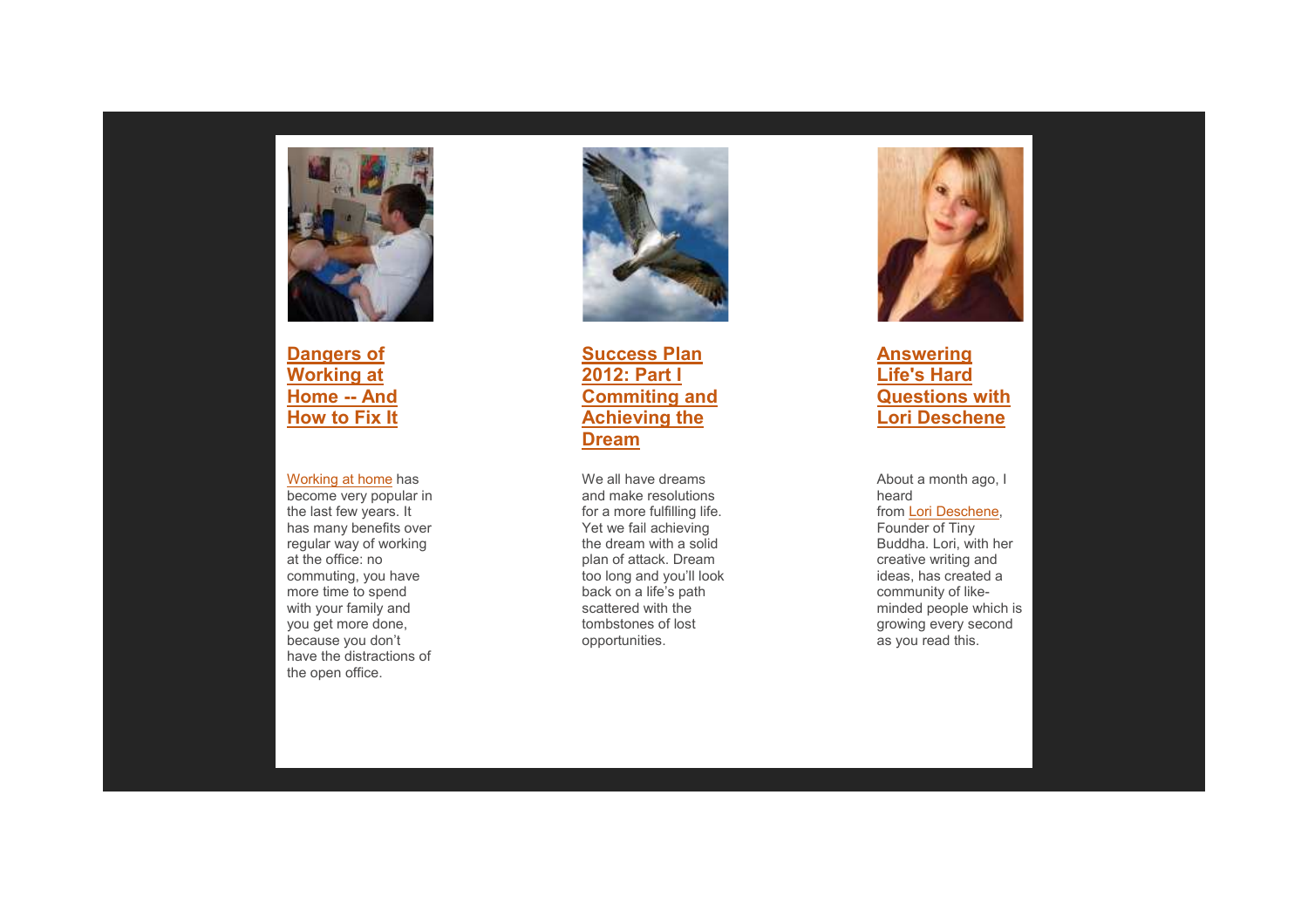## Dangers of Working at Home -- And How to Fix It

Working at home has become very popular in the last few years. It has many benefits over regular way of working at the office: no commuting, you have more time to spend with your family and you get more done, because you don't have the distractions of the open office.

## Success Plan 2012: Part I Commiting and Achieving the Dream

We all have dreams and make resolutions for a more fulfilling life. Yet we fail achieving the dream with a solid plan of attack. Dream too long and you'll look back on a life's path scattered with the tombstones of lost opportunities.

## Answering Life's Hard Questions with Lori Deschene

About a month ago, I heard from Lori Deschene, Founder of Tiny Buddha. Lori, with her creative writing and ideas, has created a community of like-minded people which is growing every second as you read this.